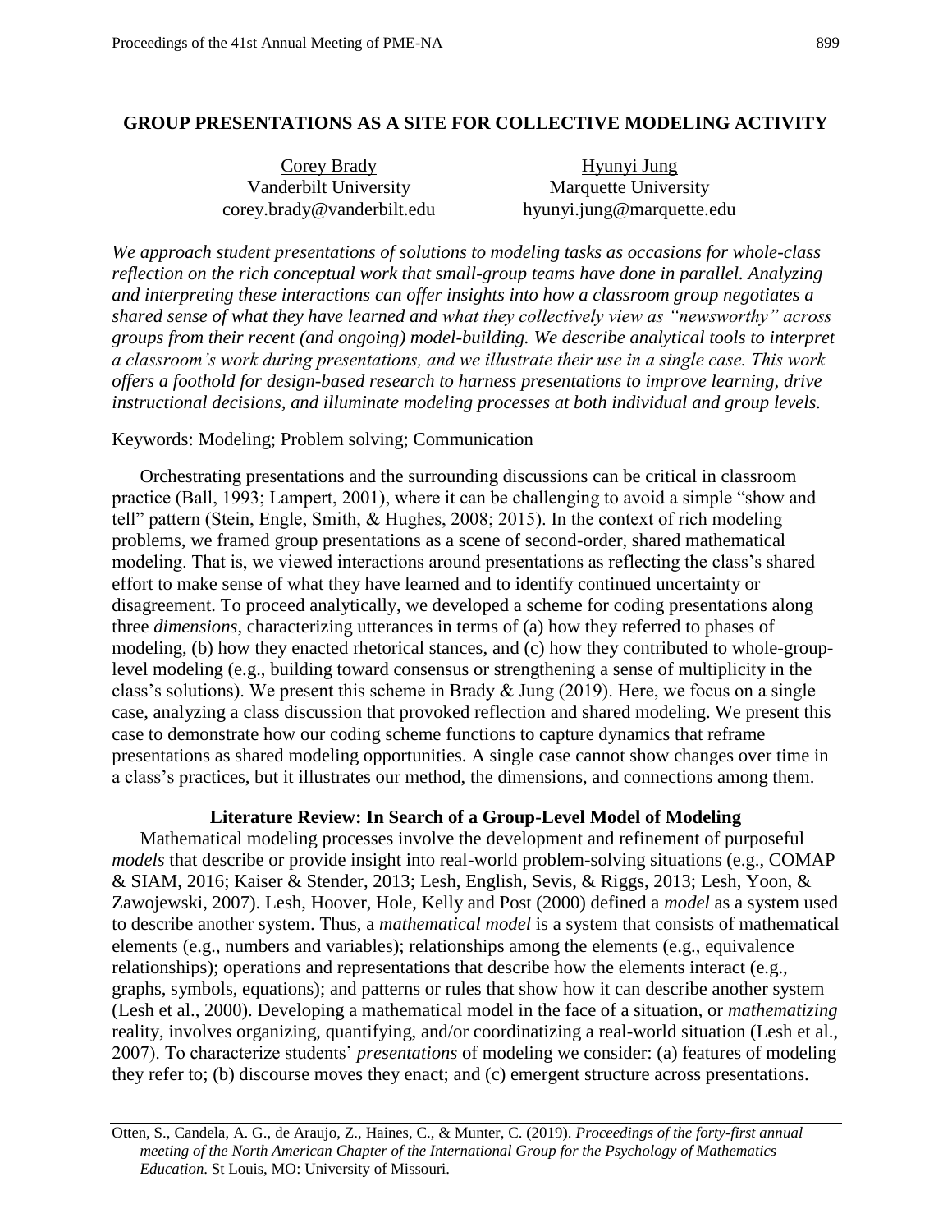# GROUP PRESENTATIONS AS A SITE FOR COLLECTIVE MODELING ACTIVITY

Corey Brady
Vanderbilt University
corey.brady@vanderbilt.edu

Hyunyi Jung
Marquette University
hyunyi.jung@marquette.edu

*We approach student presentations of solutions to modeling tasks as occasions for whole-class reflection on the rich conceptual work that small-group teams have done in parallel. Analyzing and interpreting these interactions can offer insights into how a classroom group negotiates a shared sense of what they have learned and what they collectively view as "newsworthy" across groups from their recent (and ongoing) model-building. We describe analytical tools to interpret a classroom's work during presentations, and we illustrate their use in a single case. This work offers a foothold for design-based research to harness presentations to improve learning, drive instructional decisions, and illuminate modeling processes at both individual and group levels.*

Keywords: Modeling; Problem solving; Communication

Orchestrating presentations and the surrounding discussions can be critical in classroom practice (Ball, 1993; Lampert, 2001), where it can be challenging to avoid a simple "show and tell" pattern (Stein, Engle, Smith, & Hughes, 2008; 2015). In the context of rich modeling problems, we framed group presentations as a scene of second-order, shared mathematical modeling. That is, we viewed interactions around presentations as reflecting the class's shared effort to make sense of what they have learned and to identify continued uncertainty or disagreement. To proceed analytically, we developed a scheme for coding presentations along three *dimensions*, characterizing utterances in terms of (a) how they referred to phases of modeling, (b) how they enacted rhetorical stances, and (c) how they contributed to whole-group-level modeling (e.g., building toward consensus or strengthening a sense of multiplicity in the class's solutions). We present this scheme in Brady & Jung (2019). Here, we focus on a single case, analyzing a class discussion that provoked reflection and shared modeling. We present this case to demonstrate how our coding scheme functions to capture dynamics that reframe presentations as shared modeling opportunities. A single case cannot show changes over time in a class's practices, but it illustrates our method, the dimensions, and connections among them.

## Literature Review: In Search of a Group-Level Model of Modeling

Mathematical modeling processes involve the development and refinement of purposeful *models* that describe or provide insight into real-world problem-solving situations (e.g., COMAP & SIAM, 2016; Kaiser & Stender, 2013; Lesh, English, Sevis, & Riggs, 2013; Lesh, Yoon, & Zawojewski, 2007). Lesh, Hoover, Hole, Kelly and Post (2000) defined a *model* as a system used to describe another system. Thus, a *mathematical model* is a system that consists of mathematical elements (e.g., numbers and variables); relationships among the elements (e.g., equivalence relationships); operations and representations that describe how the elements interact (e.g., graphs, symbols, equations); and patterns or rules that show how it can describe another system (Lesh et al., 2000). Developing a mathematical model in the face of a situation, or *mathematizing* reality, involves organizing, quantifying, and/or coordinatizing a real-world situation (Lesh et al., 2007). To characterize students' *presentations* of modeling we consider: (a) features of modeling they refer to; (b) discourse moves they enact; and (c) emergent structure across presentations.

Otten, S., Candela, A. G., de Araujo, Z., Haines, C., & Munter, C. (2019). *Proceedings of the forty-first annual meeting of the North American Chapter of the International Group for the Psychology of Mathematics Education*. St Louis, MO: University of Missouri.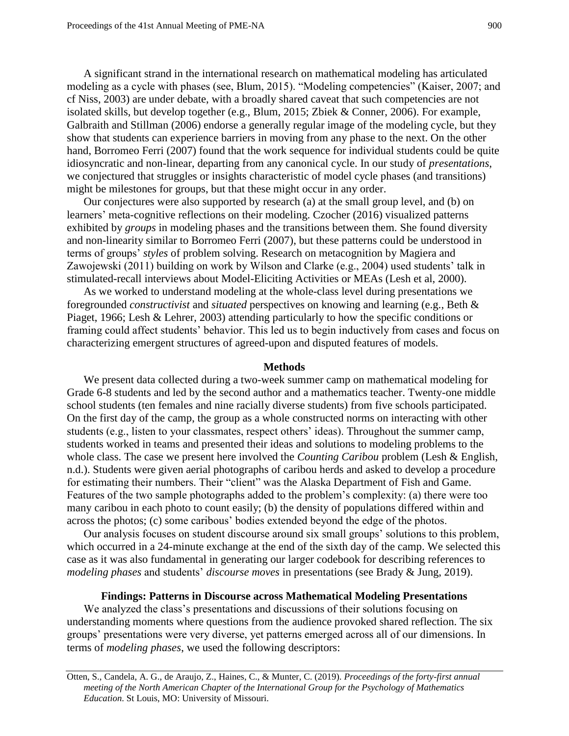A significant strand in the international research on mathematical modeling has articulated modeling as a cycle with phases (see, Blum, 2015). "Modeling competencies" (Kaiser, 2007; and cf Niss, 2003) are under debate, with a broadly shared caveat that such competencies are not isolated skills, but develop together (e.g., Blum, 2015; Zbiek & Conner, 2006). For example, Galbraith and Stillman (2006) endorse a generally regular image of the modeling cycle, but they show that students can experience barriers in moving from any phase to the next. On the other hand, Borromeo Ferri (2007) found that the work sequence for individual students could be quite idiosyncratic and non-linear, departing from any canonical cycle. In our study of *presentations*, we conjectured that struggles or insights characteristic of model cycle phases (and transitions) might be milestones for groups, but that these might occur in any order.

Our conjectures were also supported by research (a) at the small group level, and (b) on learners' meta-cognitive reflections on their modeling. Czocher (2016) visualized patterns exhibited by *groups* in modeling phases and the transitions between them. She found diversity and non-linearity similar to Borromeo Ferri (2007), but these patterns could be understood in terms of groups' *styles* of problem solving. Research on metacognition by Magiera and Zawojewski (2011) building on work by Wilson and Clarke (e.g., 2004) used students' talk in stimulated-recall interviews about Model-Eliciting Activities or MEAs (Lesh et al, 2000).

As we worked to understand modeling at the whole-class level during presentations we foregrounded *constructivist* and *situated* perspectives on knowing and learning (e.g., Beth & Piaget, 1966; Lesh & Lehrer, 2003) attending particularly to how the specific conditions or framing could affect students' behavior. This led us to begin inductively from cases and focus on characterizing emergent structures of agreed-upon and disputed features of models.

## Methods

We present data collected during a two-week summer camp on mathematical modeling for Grade 6-8 students and led by the second author and a mathematics teacher. Twenty-one middle school students (ten females and nine racially diverse students) from five schools participated. On the first day of the camp, the group as a whole constructed norms on interacting with other students (e.g., listen to your classmates, respect others' ideas). Throughout the summer camp, students worked in teams and presented their ideas and solutions to modeling problems to the whole class. The case we present here involved the *Counting Caribou* problem (Lesh & English, n.d.). Students were given aerial photographs of caribou herds and asked to develop a procedure for estimating their numbers. Their "client" was the Alaska Department of Fish and Game. Features of the two sample photographs added to the problem's complexity: (a) there were too many caribou in each photo to count easily; (b) the density of populations differed within and across the photos; (c) some caribous' bodies extended beyond the edge of the photos.

Our analysis focuses on student discourse around six small groups' solutions to this problem, which occurred in a 24-minute exchange at the end of the sixth day of the camp. We selected this case as it was also fundamental in generating our larger codebook for describing references to *modeling phases* and students' *discourse moves* in presentations (see Brady & Jung, 2019).

## Findings: Patterns in Discourse across Mathematical Modeling Presentations

We analyzed the class's presentations and discussions of their solutions focusing on understanding moments where questions from the audience provoked shared reflection. The six groups' presentations were very diverse, yet patterns emerged across all of our dimensions. In terms of *modeling phases*, we used the following descriptors: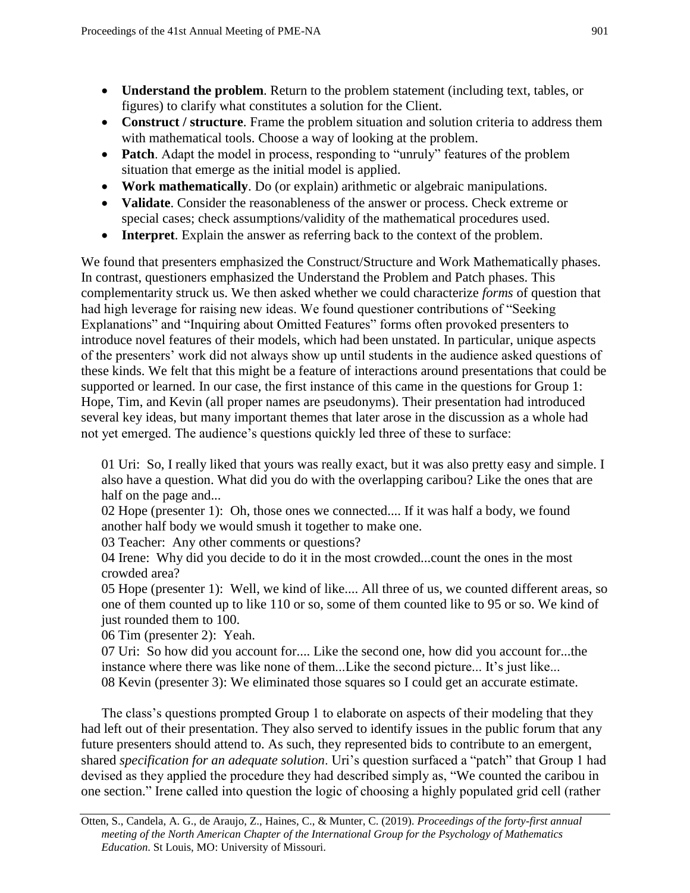- **Understand the problem**. Return to the problem statement (including text, tables, or figures) to clarify what constitutes a solution for the Client.
- **Construct / structure**. Frame the problem situation and solution criteria to address them with mathematical tools. Choose a way of looking at the problem.
- **Patch**. Adapt the model in process, responding to "unruly" features of the problem situation that emerge as the initial model is applied.
- **Work mathematically**. Do (or explain) arithmetic or algebraic manipulations.
- **Validate**. Consider the reasonableness of the answer or process. Check extreme or special cases; check assumptions/validity of the mathematical procedures used.
- **Interpret**. Explain the answer as referring back to the context of the problem.

We found that presenters emphasized the Construct/Structure and Work Mathematically phases. In contrast, questioners emphasized the Understand the Problem and Patch phases. This complementarity struck us. We then asked whether we could characterize *forms* of question that had high leverage for raising new ideas. We found questioner contributions of "Seeking Explanations" and "Inquiring about Omitted Features" forms often provoked presenters to introduce novel features of their models, which had been unstated. In particular, unique aspects of the presenters' work did not always show up until students in the audience asked questions of these kinds. We felt that this might be a feature of interactions around presentations that could be supported or learned. In our case, the first instance of this came in the questions for Group 1: Hope, Tim, and Kevin (all proper names are pseudonyms). Their presentation had introduced several key ideas, but many important themes that later arose in the discussion as a whole had not yet emerged. The audience's questions quickly led three of these to surface:

> 01 Uri: So, I really liked that yours was really exact, but it was also pretty easy and simple. I also have a question. What did you do with the overlapping caribou? Like the ones that are half on the page and...
>
> 02 Hope (presenter 1): Oh, those ones we connected.... If it was half a body, we found another half body we would smush it together to make one.
>
> 03 Teacher: Any other comments or questions?
>
> 04 Irene: Why did you decide to do it in the most crowded...count the ones in the most crowded area?
>
> 05 Hope (presenter 1): Well, we kind of like.... All three of us, we counted different areas, so one of them counted up to like 110 or so, some of them counted like to 95 or so. We kind of just rounded them to 100.
>
> 06 Tim (presenter 2): Yeah.
>
> 07 Uri: So how did you account for.... Like the second one, how did you account for...the instance where there was like none of them...Like the second picture... It's just like...
>
> 08 Kevin (presenter 3): We eliminated those squares so I could get an accurate estimate.

The class's questions prompted Group 1 to elaborate on aspects of their modeling that they had left out of their presentation. They also served to identify issues in the public forum that any future presenters should attend to. As such, they represented bids to contribute to an emergent, shared *specification for an adequate solution*. Uri's question surfaced a "patch" that Group 1 had devised as they applied the procedure they had described simply as, "We counted the caribou in one section." Irene called into question the logic of choosing a highly populated grid cell (rather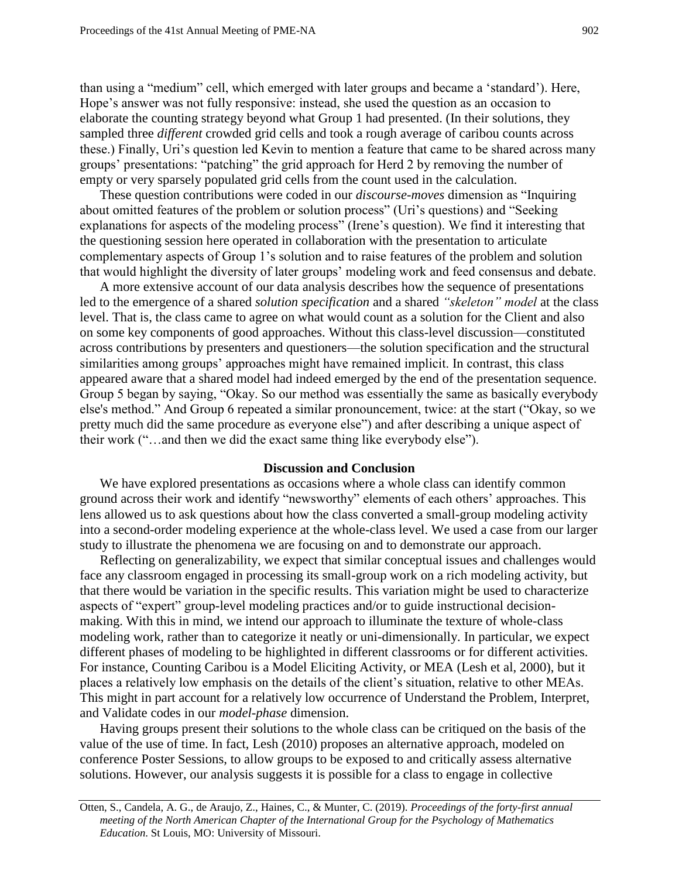than using a "medium" cell, which emerged with later groups and became a 'standard'). Here, Hope's answer was not fully responsive: instead, she used the question as an occasion to elaborate the counting strategy beyond what Group 1 had presented. (In their solutions, they sampled three *different* crowded grid cells and took a rough average of caribou counts across these.) Finally, Uri's question led Kevin to mention a feature that came to be shared across many groups' presentations: "patching" the grid approach for Herd 2 by removing the number of empty or very sparsely populated grid cells from the count used in the calculation.

These question contributions were coded in our *discourse-moves* dimension as "Inquiring about omitted features of the problem or solution process" (Uri's questions) and "Seeking explanations for aspects of the modeling process" (Irene's question). We find it interesting that the questioning session here operated in collaboration with the presentation to articulate complementary aspects of Group 1's solution and to raise features of the problem and solution that would highlight the diversity of later groups' modeling work and feed consensus and debate.

A more extensive account of our data analysis describes how the sequence of presentations led to the emergence of a shared *solution specification* and a shared *"skeleton" model* at the class level. That is, the class came to agree on what would count as a solution for the Client and also on some key components of good approaches. Without this class-level discussion—constituted across contributions by presenters and questioners—the solution specification and the structural similarities among groups' approaches might have remained implicit. In contrast, this class appeared aware that a shared model had indeed emerged by the end of the presentation sequence. Group 5 began by saying, "Okay. So our method was essentially the same as basically everybody else's method." And Group 6 repeated a similar pronouncement, twice: at the start ("Okay, so we pretty much did the same procedure as everyone else") and after describing a unique aspect of their work ("…and then we did the exact same thing like everybody else").

## Discussion and Conclusion

We have explored presentations as occasions where a whole class can identify common ground across their work and identify "newsworthy" elements of each others' approaches. This lens allowed us to ask questions about how the class converted a small-group modeling activity into a second-order modeling experience at the whole-class level. We used a case from our larger study to illustrate the phenomena we are focusing on and to demonstrate our approach.

Reflecting on generalizability, we expect that similar conceptual issues and challenges would face any classroom engaged in processing its small-group work on a rich modeling activity, but that there would be variation in the specific results. This variation might be used to characterize aspects of "expert" group-level modeling practices and/or to guide instructional decision-making. With this in mind, we intend our approach to illuminate the texture of whole-class modeling work, rather than to categorize it neatly or uni-dimensionally. In particular, we expect different phases of modeling to be highlighted in different classrooms or for different activities. For instance, Counting Caribou is a Model Eliciting Activity, or MEA (Lesh et al, 2000), but it places a relatively low emphasis on the details of the client's situation, relative to other MEAs. This might in part account for a relatively low occurrence of Understand the Problem, Interpret, and Validate codes in our *model-phase* dimension.

Having groups present their solutions to the whole class can be critiqued on the basis of the value of the use of time. In fact, Lesh (2010) proposes an alternative approach, modeled on conference Poster Sessions, to allow groups to be exposed to and critically assess alternative solutions. However, our analysis suggests it is possible for a class to engage in collective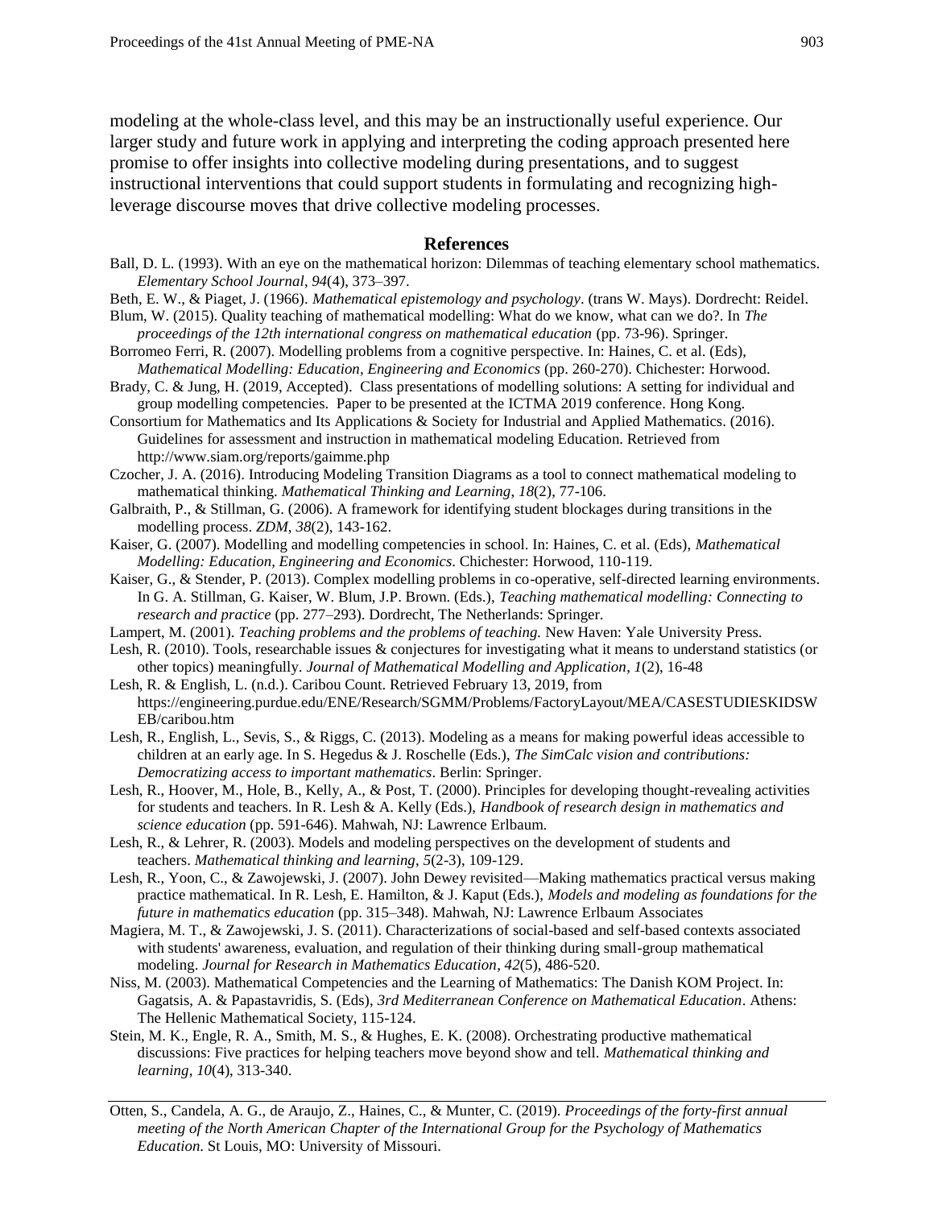modeling at the whole-class level, and this may be an instructionally useful experience. Our larger study and future work in applying and interpreting the coding approach presented here promise to offer insights into collective modeling during presentations, and to suggest instructional interventions that could support students in formulating and recognizing high-leverage discourse moves that drive collective modeling processes.

## References

Ball, D. L. (1993). With an eye on the mathematical horizon: Dilemmas of teaching elementary school mathematics. *Elementary School Journal*, *94*(4), 373–397.

Beth, E. W., & Piaget, J. (1966). *Mathematical epistemology and psychology*. (trans W. Mays). Dordrecht: Reidel.

Blum, W. (2015). Quality teaching of mathematical modelling: What do we know, what can we do?. In *The proceedings of the 12th international congress on mathematical education* (pp. 73-96). Springer.

Borromeo Ferri, R. (2007). Modelling problems from a cognitive perspective. In: Haines, C. et al. (Eds), *Mathematical Modelling: Education, Engineering and Economics* (pp. 260-270). Chichester: Horwood.

Brady, C. & Jung, H. (2019, Accepted). Class presentations of modelling solutions: A setting for individual and group modelling competencies. Paper to be presented at the ICTMA 2019 conference. Hong Kong.

Consortium for Mathematics and Its Applications & Society for Industrial and Applied Mathematics. (2016). Guidelines for assessment and instruction in mathematical modeling Education. Retrieved from http://www.siam.org/reports/gaimme.php

Czocher, J. A. (2016). Introducing Modeling Transition Diagrams as a tool to connect mathematical modeling to mathematical thinking. *Mathematical Thinking and Learning*, *18*(2), 77-106.

Galbraith, P., & Stillman, G. (2006). A framework for identifying student blockages during transitions in the modelling process. *ZDM*, *38*(2), 143-162.

Kaiser, G. (2007). Modelling and modelling competencies in school. In: Haines, C. et al. (Eds), *Mathematical Modelling: Education, Engineering and Economics*. Chichester: Horwood, 110-119.

Kaiser, G., & Stender, P. (2013). Complex modelling problems in co-operative, self-directed learning environments. In G. A. Stillman, G. Kaiser, W. Blum, J.P. Brown. (Eds.), *Teaching mathematical modelling: Connecting to research and practice* (pp. 277–293). Dordrecht, The Netherlands: Springer.

Lampert, M. (2001). *Teaching problems and the problems of teaching.* New Haven: Yale University Press.

Lesh, R. (2010). Tools, researchable issues & conjectures for investigating what it means to understand statistics (or other topics) meaningfully. *Journal of Mathematical Modelling and Application*, *1*(2), 16-48

Lesh, R. & English, L. (n.d.). Caribou Count. Retrieved February 13, 2019, from https://engineering.purdue.edu/ENE/Research/SGMM/Problems/FactoryLayout/MEA/CASESTUDIESKIDSWEB/caribou.htm

Lesh, R., English, L., Sevis, S., & Riggs, C. (2013). Modeling as a means for making powerful ideas accessible to children at an early age. In S. Hegedus & J. Roschelle (Eds.), *The SimCalc vision and contributions: Democratizing access to important mathematics*. Berlin: Springer.

Lesh, R., Hoover, M., Hole, B., Kelly, A., & Post, T. (2000). Principles for developing thought-revealing activities for students and teachers. In R. Lesh & A. Kelly (Eds.), *Handbook of research design in mathematics and science education* (pp. 591-646). Mahwah, NJ: Lawrence Erlbaum.

Lesh, R., & Lehrer, R. (2003). Models and modeling perspectives on the development of students and teachers. *Mathematical thinking and learning*, *5*(2-3), 109-129.

Lesh, R., Yoon, C., & Zawojewski, J. (2007). John Dewey revisited—Making mathematics practical versus making practice mathematical. In R. Lesh, E. Hamilton, & J. Kaput (Eds.), *Models and modeling as foundations for the future in mathematics education* (pp. 315–348). Mahwah, NJ: Lawrence Erlbaum Associates

Magiera, M. T., & Zawojewski, J. S. (2011). Characterizations of social-based and self-based contexts associated with students' awareness, evaluation, and regulation of their thinking during small-group mathematical modeling. *Journal for Research in Mathematics Education*, *42*(5), 486-520.

Niss, M. (2003). Mathematical Competencies and the Learning of Mathematics: The Danish KOM Project. In: Gagatsis, A. & Papastavridis, S. (Eds), *3rd Mediterranean Conference on Mathematical Education*. Athens: The Hellenic Mathematical Society, 115-124.

Stein, M. K., Engle, R. A., Smith, M. S., & Hughes, E. K. (2008). Orchestrating productive mathematical discussions: Five practices for helping teachers move beyond show and tell. *Mathematical thinking and learning*, *10*(4), 313-340.

Otten, S., Candela, A. G., de Araujo, Z., Haines, C., & Munter, C. (2019). *Proceedings of the forty-first annual meeting of the North American Chapter of the International Group for the Psychology of Mathematics Education*. St Louis, MO: University of Missouri.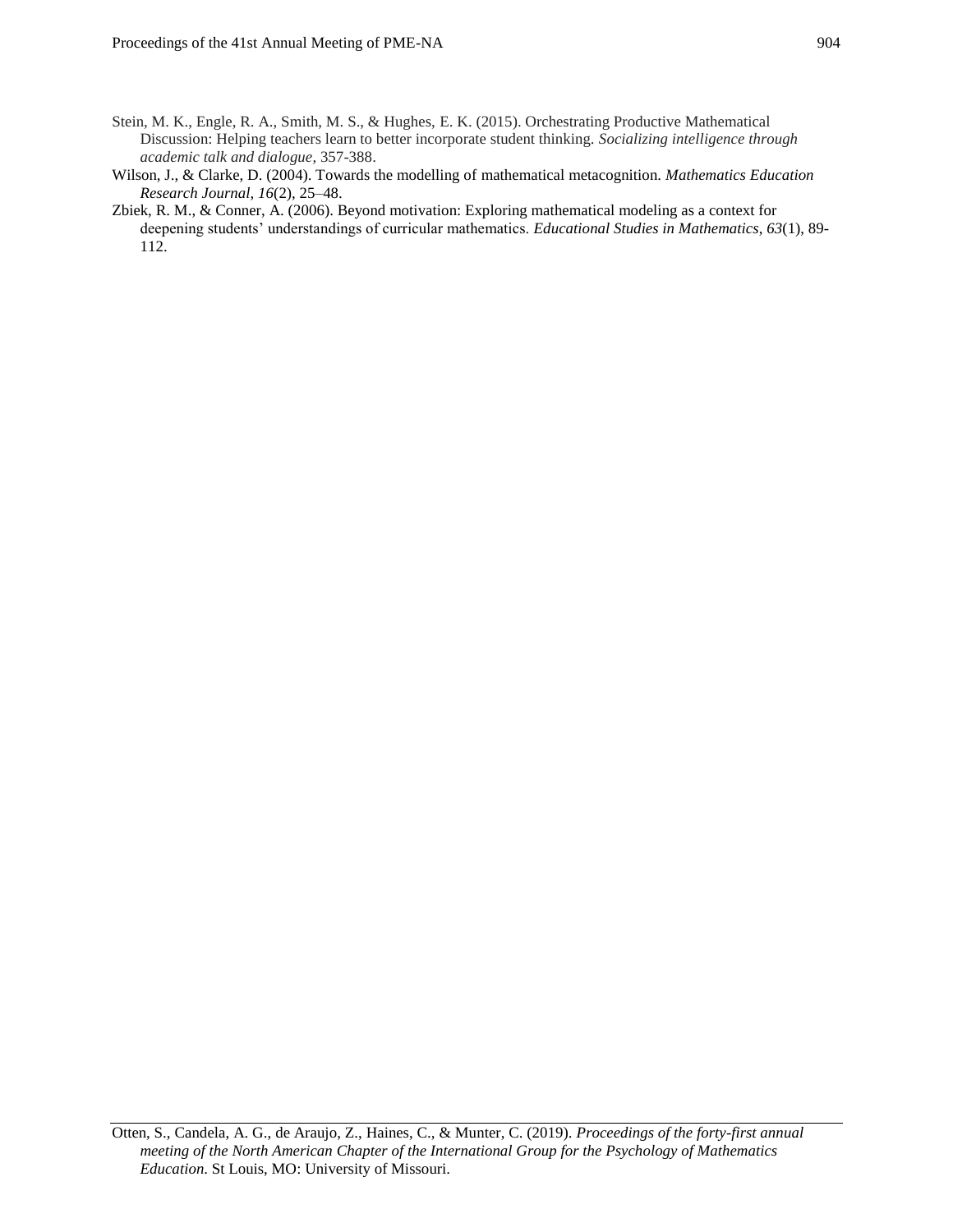Stein, M. K., Engle, R. A., Smith, M. S., & Hughes, E. K. (2015). Orchestrating Productive Mathematical Discussion: Helping teachers learn to better incorporate student thinking. *Socializing intelligence through academic talk and dialogue*, 357-388.

Wilson, J., & Clarke, D. (2004). Towards the modelling of mathematical metacognition. *Mathematics Education Research Journal, 16*(2), 25–48.

Zbiek, R. M., & Conner, A. (2006). Beyond motivation: Exploring mathematical modeling as a context for deepening students' understandings of curricular mathematics. *Educational Studies in Mathematics, 63*(1), 89-112.